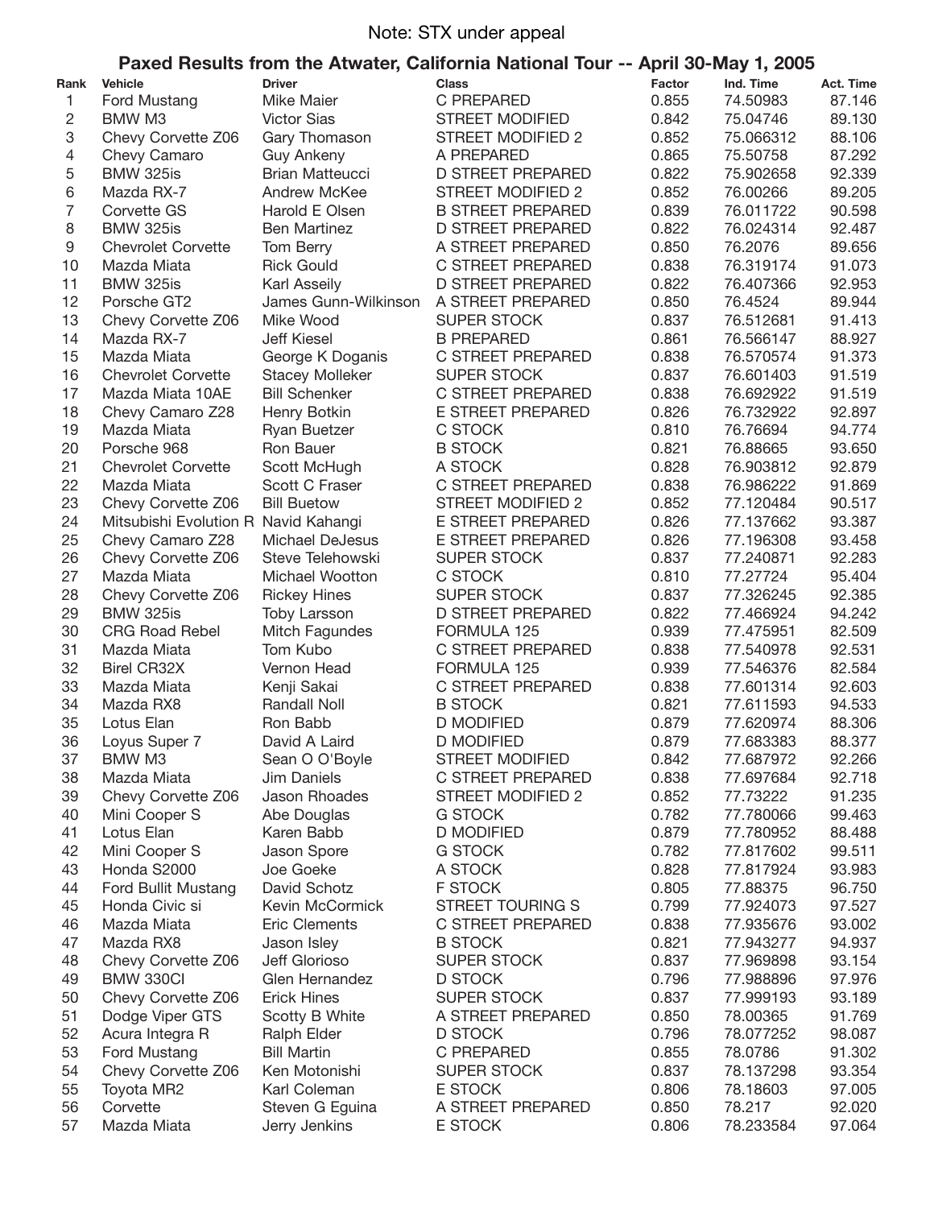Note: STX under appeal

## Paxed Results from the Atwater, California National Tour -- April 30-May 1, 2005

| Rank | Vehicle | Driver | Class | Factor | Ind. Time | Act. Time |
|---|---|---|---|---|---|---|
| 1 | Ford Mustang | Mike Maier | C PREPARED | 0.855 | 74.50983 | 87.146 |
| 2 | BMW M3 | Victor Sias | STREET MODIFIED | 0.842 | 75.04746 | 89.130 |
| 3 | Chevy Corvette Z06 | Gary Thomason | STREET MODIFIED 2 | 0.852 | 75.066312 | 88.106 |
| 4 | Chevy Camaro | Guy Ankeny | A PREPARED | 0.865 | 75.50758 | 87.292 |
| 5 | BMW 325is | Brian Matteucci | D STREET PREPARED | 0.822 | 75.902658 | 92.339 |
| 6 | Mazda RX-7 | Andrew McKee | STREET MODIFIED 2 | 0.852 | 76.00266 | 89.205 |
| 7 | Corvette GS | Harold E Olsen | B STREET PREPARED | 0.839 | 76.011722 | 90.598 |
| 8 | BMW 325is | Ben Martinez | D STREET PREPARED | 0.822 | 76.024314 | 92.487 |
| 9 | Chevrolet Corvette | Tom Berry | A STREET PREPARED | 0.850 | 76.2076 | 89.656 |
| 10 | Mazda Miata | Rick Gould | C STREET PREPARED | 0.838 | 76.319174 | 91.073 |
| 11 | BMW 325is | Karl Asseily | D STREET PREPARED | 0.822 | 76.407366 | 92.953 |
| 12 | Porsche GT2 | James Gunn-Wilkinson | A STREET PREPARED | 0.850 | 76.4524 | 89.944 |
| 13 | Chevy Corvette Z06 | Mike Wood | SUPER STOCK | 0.837 | 76.512681 | 91.413 |
| 14 | Mazda RX-7 | Jeff Kiesel | B PREPARED | 0.861 | 76.566147 | 88.927 |
| 15 | Mazda Miata | George K Doganis | C STREET PREPARED | 0.838 | 76.570574 | 91.373 |
| 16 | Chevrolet Corvette | Stacey Molleker | SUPER STOCK | 0.837 | 76.601403 | 91.519 |
| 17 | Mazda Miata 10AE | Bill Schenker | C STREET PREPARED | 0.838 | 76.692922 | 91.519 |
| 18 | Chevy Camaro Z28 | Henry Botkin | E STREET PREPARED | 0.826 | 76.732922 | 92.897 |
| 19 | Mazda Miata | Ryan Buetzer | C STOCK | 0.810 | 76.76694 | 94.774 |
| 20 | Porsche 968 | Ron Bauer | B STOCK | 0.821 | 76.88665 | 93.650 |
| 21 | Chevrolet Corvette | Scott McHugh | A STOCK | 0.828 | 76.903812 | 92.879 |
| 22 | Mazda Miata | Scott C Fraser | C STREET PREPARED | 0.838 | 76.986222 | 91.869 |
| 23 | Chevy Corvette Z06 | Bill Buetow | STREET MODIFIED 2 | 0.852 | 77.120484 | 90.517 |
| 24 | Mitsubishi Evolution R | Navid Kahangi | E STREET PREPARED | 0.826 | 77.137662 | 93.387 |
| 25 | Chevy Camaro Z28 | Michael DeJesus | E STREET PREPARED | 0.826 | 77.196308 | 93.458 |
| 26 | Chevy Corvette Z06 | Steve Telehowski | SUPER STOCK | 0.837 | 77.240871 | 92.283 |
| 27 | Mazda Miata | Michael Wootton | C STOCK | 0.810 | 77.27724 | 95.404 |
| 28 | Chevy Corvette Z06 | Rickey Hines | SUPER STOCK | 0.837 | 77.326245 | 92.385 |
| 29 | BMW 325is | Toby Larsson | D STREET PREPARED | 0.822 | 77.466924 | 94.242 |
| 30 | CRG Road Rebel | Mitch Fagundes | FORMULA 125 | 0.939 | 77.475951 | 82.509 |
| 31 | Mazda Miata | Tom Kubo | C STREET PREPARED | 0.838 | 77.540978 | 92.531 |
| 32 | Birel CR32X | Vernon Head | FORMULA 125 | 0.939 | 77.546376 | 82.584 |
| 33 | Mazda Miata | Kenji Sakai | C STREET PREPARED | 0.838 | 77.601314 | 92.603 |
| 34 | Mazda RX8 | Randall Noll | B STOCK | 0.821 | 77.611593 | 94.533 |
| 35 | Lotus Elan | Ron Babb | D MODIFIED | 0.879 | 77.620974 | 88.306 |
| 36 | Loyus Super 7 | David A Laird | D MODIFIED | 0.879 | 77.683383 | 88.377 |
| 37 | BMW M3 | Sean O O'Boyle | STREET MODIFIED | 0.842 | 77.687972 | 92.266 |
| 38 | Mazda Miata | Jim Daniels | C STREET PREPARED | 0.838 | 77.697684 | 92.718 |
| 39 | Chevy Corvette Z06 | Jason Rhoades | STREET MODIFIED 2 | 0.852 | 77.73222 | 91.235 |
| 40 | Mini Cooper S | Abe Douglas | G STOCK | 0.782 | 77.780066 | 99.463 |
| 41 | Lotus Elan | Karen Babb | D MODIFIED | 0.879 | 77.780952 | 88.488 |
| 42 | Mini Cooper S | Jason Spore | G STOCK | 0.782 | 77.817602 | 99.511 |
| 43 | Honda S2000 | Joe Goeke | A STOCK | 0.828 | 77.817924 | 93.983 |
| 44 | Ford Bullit Mustang | David Schotz | F STOCK | 0.805 | 77.88375 | 96.750 |
| 45 | Honda Civic si | Kevin McCormick | STREET TOURING S | 0.799 | 77.924073 | 97.527 |
| 46 | Mazda Miata | Eric Clements | C STREET PREPARED | 0.838 | 77.935676 | 93.002 |
| 47 | Mazda RX8 | Jason Isley | B STOCK | 0.821 | 77.943277 | 94.937 |
| 48 | Chevy Corvette Z06 | Jeff Glorioso | SUPER STOCK | 0.837 | 77.969898 | 93.154 |
| 49 | BMW 330CI | Glen Hernandez | D STOCK | 0.796 | 77.988896 | 97.976 |
| 50 | Chevy Corvette Z06 | Erick Hines | SUPER STOCK | 0.837 | 77.999193 | 93.189 |
| 51 | Dodge Viper GTS | Scotty B White | A STREET PREPARED | 0.850 | 78.00365 | 91.769 |
| 52 | Acura Integra R | Ralph Elder | D STOCK | 0.796 | 78.077252 | 98.087 |
| 53 | Ford Mustang | Bill Martin | C PREPARED | 0.855 | 78.0786 | 91.302 |
| 54 | Chevy Corvette Z06 | Ken Motonishi | SUPER STOCK | 0.837 | 78.137298 | 93.354 |
| 55 | Toyota MR2 | Karl Coleman | E STOCK | 0.806 | 78.18603 | 97.005 |
| 56 | Corvette | Steven G Eguina | A STREET PREPARED | 0.850 | 78.217 | 92.020 |
| 57 | Mazda Miata | Jerry Jenkins | E STOCK | 0.806 | 78.233584 | 97.064 |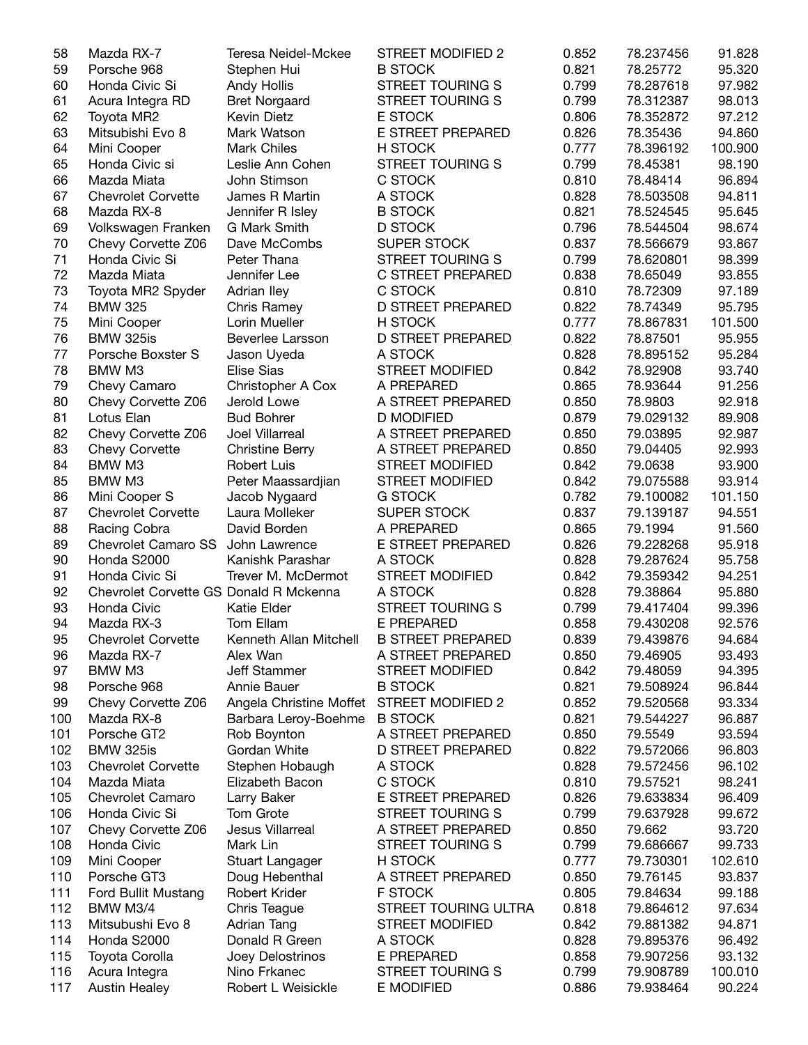| | | | | | | |
|---|---|---|---|---|---|---|
| 58 | Mazda RX-7 | Teresa Neidel-Mckee | STREET MODIFIED 2 | 0.852 | 78.237456 | 91.828 |
| 59 | Porsche 968 | Stephen Hui | B STOCK | 0.821 | 78.25772 | 95.320 |
| 60 | Honda Civic Si | Andy Hollis | STREET TOURING S | 0.799 | 78.287618 | 97.982 |
| 61 | Acura Integra RD | Bret Norgaard | STREET TOURING S | 0.799 | 78.312387 | 98.013 |
| 62 | Toyota MR2 | Kevin Dietz | E STOCK | 0.806 | 78.352872 | 97.212 |
| 63 | Mitsubishi Evo 8 | Mark Watson | E STREET PREPARED | 0.826 | 78.35436 | 94.860 |
| 64 | Mini Cooper | Mark Chiles | H STOCK | 0.777 | 78.396192 | 100.900 |
| 65 | Honda Civic si | Leslie Ann Cohen | STREET TOURING S | 0.799 | 78.45381 | 98.190 |
| 66 | Mazda Miata | John Stimson | C STOCK | 0.810 | 78.48414 | 96.894 |
| 67 | Chevrolet Corvette | James R Martin | A STOCK | 0.828 | 78.503508 | 94.811 |
| 68 | Mazda RX-8 | Jennifer R Isley | B STOCK | 0.821 | 78.524545 | 95.645 |
| 69 | Volkswagen Franken | G Mark Smith | D STOCK | 0.796 | 78.544504 | 98.674 |
| 70 | Chevy Corvette Z06 | Dave McCombs | SUPER STOCK | 0.837 | 78.566679 | 93.867 |
| 71 | Honda Civic Si | Peter Thana | STREET TOURING S | 0.799 | 78.620801 | 98.399 |
| 72 | Mazda Miata | Jennifer Lee | C STREET PREPARED | 0.838 | 78.65049 | 93.855 |
| 73 | Toyota MR2 Spyder | Adrian Iley | C STOCK | 0.810 | 78.72309 | 97.189 |
| 74 | BMW 325 | Chris Ramey | D STREET PREPARED | 0.822 | 78.74349 | 95.795 |
| 75 | Mini Cooper | Lorin Mueller | H STOCK | 0.777 | 78.867831 | 101.500 |
| 76 | BMW 325is | Beverlee Larsson | D STREET PREPARED | 0.822 | 78.87501 | 95.955 |
| 77 | Porsche Boxster S | Jason Uyeda | A STOCK | 0.828 | 78.895152 | 95.284 |
| 78 | BMW M3 | Elise Sias | STREET MODIFIED | 0.842 | 78.92908 | 93.740 |
| 79 | Chevy Camaro | Christopher A Cox | A PREPARED | 0.865 | 78.93644 | 91.256 |
| 80 | Chevy Corvette Z06 | Jerold Lowe | A STREET PREPARED | 0.850 | 78.9803 | 92.918 |
| 81 | Lotus Elan | Bud Bohrer | D MODIFIED | 0.879 | 79.029132 | 89.908 |
| 82 | Chevy Corvette Z06 | Joel Villarreal | A STREET PREPARED | 0.850 | 79.03895 | 92.987 |
| 83 | Chevy Corvette | Christine Berry | A STREET PREPARED | 0.850 | 79.04405 | 92.993 |
| 84 | BMW M3 | Robert Luis | STREET MODIFIED | 0.842 | 79.0638 | 93.900 |
| 85 | BMW M3 | Peter Maassardjian | STREET MODIFIED | 0.842 | 79.075588 | 93.914 |
| 86 | Mini Cooper S | Jacob Nygaard | G STOCK | 0.782 | 79.100082 | 101.150 |
| 87 | Chevrolet Corvette | Laura Molleker | SUPER STOCK | 0.837 | 79.139187 | 94.551 |
| 88 | Racing Cobra | David Borden | A PREPARED | 0.865 | 79.1994 | 91.560 |
| 89 | Chevrolet Camaro SS | John Lawrence | E STREET PREPARED | 0.826 | 79.228268 | 95.918 |
| 90 | Honda S2000 | Kanishk Parashar | A STOCK | 0.828 | 79.287624 | 95.758 |
| 91 | Honda Civic Si | Trever M. McDermot | STREET MODIFIED | 0.842 | 79.359342 | 94.251 |
| 92 | Chevrolet Corvette GS | Donald R Mckenna | A STOCK | 0.828 | 79.38864 | 95.880 |
| 93 | Honda Civic | Katie Elder | STREET TOURING S | 0.799 | 79.417404 | 99.396 |
| 94 | Mazda RX-3 | Tom Ellam | E PREPARED | 0.858 | 79.430208 | 92.576 |
| 95 | Chevrolet Corvette | Kenneth Allan Mitchell | B STREET PREPARED | 0.839 | 79.439876 | 94.684 |
| 96 | Mazda RX-7 | Alex Wan | A STREET PREPARED | 0.850 | 79.46905 | 93.493 |
| 97 | BMW M3 | Jeff Stammer | STREET MODIFIED | 0.842 | 79.48059 | 94.395 |
| 98 | Porsche 968 | Annie Bauer | B STOCK | 0.821 | 79.508924 | 96.844 |
| 99 | Chevy Corvette Z06 | Angela Christine Moffet | STREET MODIFIED 2 | 0.852 | 79.520568 | 93.334 |
| 100 | Mazda RX-8 | Barbara Leroy-Boehme | B STOCK | 0.821 | 79.544227 | 96.887 |
| 101 | Porsche GT2 | Rob Boynton | A STREET PREPARED | 0.850 | 79.5549 | 93.594 |
| 102 | BMW 325is | Gordan White | D STREET PREPARED | 0.822 | 79.572066 | 96.803 |
| 103 | Chevrolet Corvette | Stephen Hobaugh | A STOCK | 0.828 | 79.572456 | 96.102 |
| 104 | Mazda Miata | Elizabeth Bacon | C STOCK | 0.810 | 79.57521 | 98.241 |
| 105 | Chevrolet Camaro | Larry Baker | E STREET PREPARED | 0.826 | 79.633834 | 96.409 |
| 106 | Honda Civic Si | Tom Grote | STREET TOURING S | 0.799 | 79.637928 | 99.672 |
| 107 | Chevy Corvette Z06 | Jesus Villarreal | A STREET PREPARED | 0.850 | 79.662 | 93.720 |
| 108 | Honda Civic | Mark Lin | STREET TOURING S | 0.799 | 79.686667 | 99.733 |
| 109 | Mini Cooper | Stuart Langager | H STOCK | 0.777 | 79.730301 | 102.610 |
| 110 | Porsche GT3 | Doug Hebenthal | A STREET PREPARED | 0.850 | 79.76145 | 93.837 |
| 111 | Ford Bullit Mustang | Robert Krider | F STOCK | 0.805 | 79.84634 | 99.188 |
| 112 | BMW M3/4 | Chris Teague | STREET TOURING ULTRA | 0.818 | 79.864612 | 97.634 |
| 113 | Mitsubushi Evo 8 | Adrian Tang | STREET MODIFIED | 0.842 | 79.881382 | 94.871 |
| 114 | Honda S2000 | Donald R Green | A STOCK | 0.828 | 79.895376 | 96.492 |
| 115 | Toyota Corolla | Joey Delostrinos | E PREPARED | 0.858 | 79.907256 | 93.132 |
| 116 | Acura Integra | Nino Frkanec | STREET TOURING S | 0.799 | 79.908789 | 100.010 |
| 117 | Austin Healey | Robert L Weisickle | E MODIFIED | 0.886 | 79.938464 | 90.224 |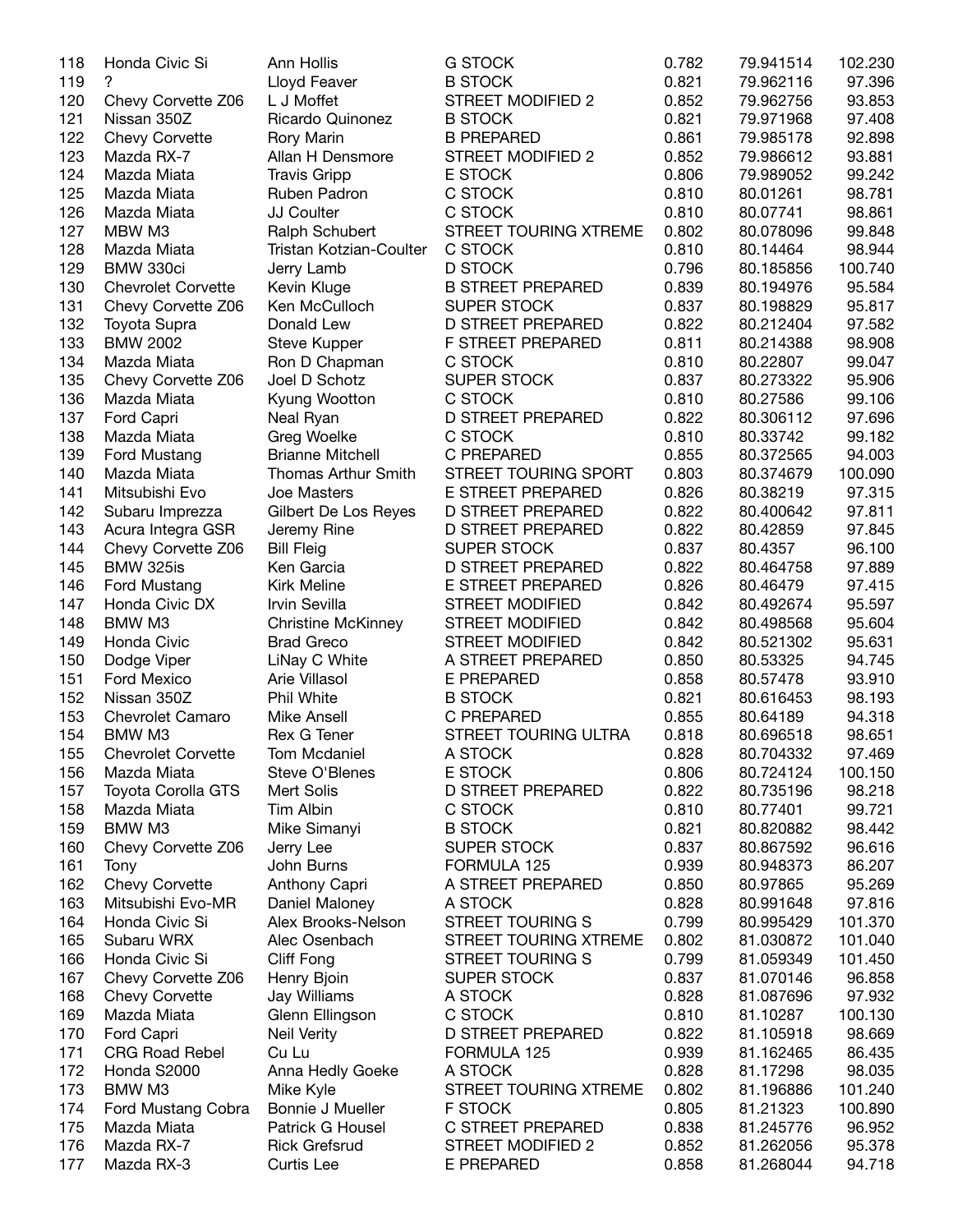| | | | | | | |
|---|---|---|---|---|---|---|
| 118 | Honda Civic Si | Ann Hollis | G STOCK | 0.782 | 79.941514 | 102.230 |
| 119 | ? | Lloyd Feaver | B STOCK | 0.821 | 79.962116 | 97.396 |
| 120 | Chevy Corvette Z06 | L J Moffet | STREET MODIFIED 2 | 0.852 | 79.962756 | 93.853 |
| 121 | Nissan 350Z | Ricardo Quinonez | B STOCK | 0.821 | 79.971968 | 97.408 |
| 122 | Chevy Corvette | Rory Marin | B PREPARED | 0.861 | 79.985178 | 92.898 |
| 123 | Mazda RX-7 | Allan H Densmore | STREET MODIFIED 2 | 0.852 | 79.986612 | 93.881 |
| 124 | Mazda Miata | Travis Gripp | E STOCK | 0.806 | 79.989052 | 99.242 |
| 125 | Mazda Miata | Ruben Padron | C STOCK | 0.810 | 80.01261 | 98.781 |
| 126 | Mazda Miata | JJ Coulter | C STOCK | 0.810 | 80.07741 | 98.861 |
| 127 | MBW M3 | Ralph Schubert | STREET TOURING XTREME | 0.802 | 80.078096 | 99.848 |
| 128 | Mazda Miata | Tristan Kotzian-Coulter | C STOCK | 0.810 | 80.14464 | 98.944 |
| 129 | BMW 330ci | Jerry Lamb | D STOCK | 0.796 | 80.185856 | 100.740 |
| 130 | Chevrolet Corvette | Kevin Kluge | B STREET PREPARED | 0.839 | 80.194976 | 95.584 |
| 131 | Chevy Corvette Z06 | Ken McCulloch | SUPER STOCK | 0.837 | 80.198829 | 95.817 |
| 132 | Toyota Supra | Donald Lew | D STREET PREPARED | 0.822 | 80.212404 | 97.582 |
| 133 | BMW 2002 | Steve Kupper | F STREET PREPARED | 0.811 | 80.214388 | 98.908 |
| 134 | Mazda Miata | Ron D Chapman | C STOCK | 0.810 | 80.22807 | 99.047 |
| 135 | Chevy Corvette Z06 | Joel D Schotz | SUPER STOCK | 0.837 | 80.273322 | 95.906 |
| 136 | Mazda Miata | Kyung Wootton | C STOCK | 0.810 | 80.27586 | 99.106 |
| 137 | Ford Capri | Neal Ryan | D STREET PREPARED | 0.822 | 80.306112 | 97.696 |
| 138 | Mazda Miata | Greg Woelke | C STOCK | 0.810 | 80.33742 | 99.182 |
| 139 | Ford Mustang | Brianne Mitchell | C PREPARED | 0.855 | 80.372565 | 94.003 |
| 140 | Mazda Miata | Thomas Arthur Smith | STREET TOURING SPORT | 0.803 | 80.374679 | 100.090 |
| 141 | Mitsubishi Evo | Joe Masters | E STREET PREPARED | 0.826 | 80.38219 | 97.315 |
| 142 | Subaru Imprezza | Gilbert De Los Reyes | D STREET PREPARED | 0.822 | 80.400642 | 97.811 |
| 143 | Acura Integra GSR | Jeremy Rine | D STREET PREPARED | 0.822 | 80.42859 | 97.845 |
| 144 | Chevy Corvette Z06 | Bill Fleig | SUPER STOCK | 0.837 | 80.4357 | 96.100 |
| 145 | BMW 325is | Ken Garcia | D STREET PREPARED | 0.822 | 80.464758 | 97.889 |
| 146 | Ford Mustang | Kirk Meline | E STREET PREPARED | 0.826 | 80.46479 | 97.415 |
| 147 | Honda Civic DX | Irvin Sevilla | STREET MODIFIED | 0.842 | 80.492674 | 95.597 |
| 148 | BMW M3 | Christine McKinney | STREET MODIFIED | 0.842 | 80.498568 | 95.604 |
| 149 | Honda Civic | Brad Greco | STREET MODIFIED | 0.842 | 80.521302 | 95.631 |
| 150 | Dodge Viper | LiNay C White | A STREET PREPARED | 0.850 | 80.53325 | 94.745 |
| 151 | Ford Mexico | Arie Villasol | E PREPARED | 0.858 | 80.57478 | 93.910 |
| 152 | Nissan 350Z | Phil White | B STOCK | 0.821 | 80.616453 | 98.193 |
| 153 | Chevrolet Camaro | Mike Ansell | C PREPARED | 0.855 | 80.64189 | 94.318 |
| 154 | BMW M3 | Rex G Tener | STREET TOURING ULTRA | 0.818 | 80.696518 | 98.651 |
| 155 | Chevrolet Corvette | Tom Mcdaniel | A STOCK | 0.828 | 80.704332 | 97.469 |
| 156 | Mazda Miata | Steve O'Blenes | E STOCK | 0.806 | 80.724124 | 100.150 |
| 157 | Toyota Corolla GTS | Mert Solis | D STREET PREPARED | 0.822 | 80.735196 | 98.218 |
| 158 | Mazda Miata | Tim Albin | C STOCK | 0.810 | 80.77401 | 99.721 |
| 159 | BMW M3 | Mike Simanyi | B STOCK | 0.821 | 80.820882 | 98.442 |
| 160 | Chevy Corvette Z06 | Jerry Lee | SUPER STOCK | 0.837 | 80.867592 | 96.616 |
| 161 | Tony | John Burns | FORMULA 125 | 0.939 | 80.948373 | 86.207 |
| 162 | Chevy Corvette | Anthony Capri | A STREET PREPARED | 0.850 | 80.97865 | 95.269 |
| 163 | Mitsubishi Evo-MR | Daniel Maloney | A STOCK | 0.828 | 80.991648 | 97.816 |
| 164 | Honda Civic Si | Alex Brooks-Nelson | STREET TOURING S | 0.799 | 80.995429 | 101.370 |
| 165 | Subaru WRX | Alec Osenbach | STREET TOURING XTREME | 0.802 | 81.030872 | 101.040 |
| 166 | Honda Civic Si | Cliff Fong | STREET TOURING S | 0.799 | 81.059349 | 101.450 |
| 167 | Chevy Corvette Z06 | Henry Bjoin | SUPER STOCK | 0.837 | 81.070146 | 96.858 |
| 168 | Chevy Corvette | Jay Williams | A STOCK | 0.828 | 81.087696 | 97.932 |
| 169 | Mazda Miata | Glenn Ellingson | C STOCK | 0.810 | 81.10287 | 100.130 |
| 170 | Ford Capri | Neil Verity | D STREET PREPARED | 0.822 | 81.105918 | 98.669 |
| 171 | CRG Road Rebel | Cu Lu | FORMULA 125 | 0.939 | 81.162465 | 86.435 |
| 172 | Honda S2000 | Anna Hedly Goeke | A STOCK | 0.828 | 81.17298 | 98.035 |
| 173 | BMW M3 | Mike Kyle | STREET TOURING XTREME | 0.802 | 81.196886 | 101.240 |
| 174 | Ford Mustang Cobra | Bonnie J Mueller | F STOCK | 0.805 | 81.21323 | 100.890 |
| 175 | Mazda Miata | Patrick G Housel | C STREET PREPARED | 0.838 | 81.245776 | 96.952 |
| 176 | Mazda RX-7 | Rick Grefsrud | STREET MODIFIED 2 | 0.852 | 81.262056 | 95.378 |
| 177 | Mazda RX-3 | Curtis Lee | E PREPARED | 0.858 | 81.268044 | 94.718 |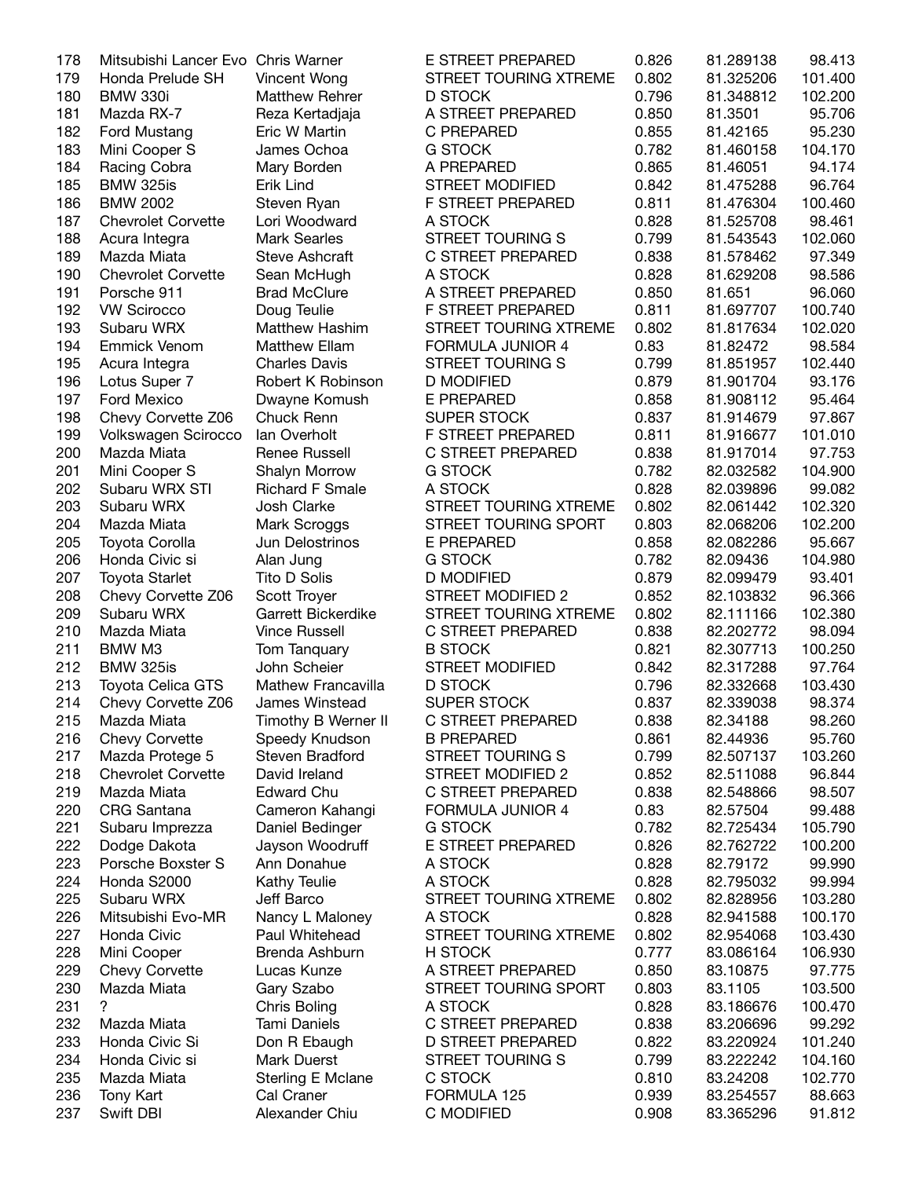| | | | | | | |
|---|---|---|---|---|---|---|
| 178 | Mitsubishi Lancer Evo | Chris Warner | E STREET PREPARED | 0.826 | 81.289138 | 98.413 |
| 179 | Honda Prelude SH | Vincent Wong | STREET TOURING XTREME | 0.802 | 81.325206 | 101.400 |
| 180 | BMW 330i | Matthew Rehrer | D STOCK | 0.796 | 81.348812 | 102.200 |
| 181 | Mazda RX-7 | Reza Kertadjaja | A STREET PREPARED | 0.850 | 81.3501 | 95.706 |
| 182 | Ford Mustang | Eric W Martin | C PREPARED | 0.855 | 81.42165 | 95.230 |
| 183 | Mini Cooper S | James Ochoa | G STOCK | 0.782 | 81.460158 | 104.170 |
| 184 | Racing Cobra | Mary Borden | A PREPARED | 0.865 | 81.46051 | 94.174 |
| 185 | BMW 325is | Erik Lind | STREET MODIFIED | 0.842 | 81.475288 | 96.764 |
| 186 | BMW 2002 | Steven Ryan | F STREET PREPARED | 0.811 | 81.476304 | 100.460 |
| 187 | Chevrolet Corvette | Lori Woodward | A STOCK | 0.828 | 81.525708 | 98.461 |
| 188 | Acura Integra | Mark Searles | STREET TOURING S | 0.799 | 81.543543 | 102.060 |
| 189 | Mazda Miata | Steve Ashcraft | C STREET PREPARED | 0.838 | 81.578462 | 97.349 |
| 190 | Chevrolet Corvette | Sean McHugh | A STOCK | 0.828 | 81.629208 | 98.586 |
| 191 | Porsche 911 | Brad McClure | A STREET PREPARED | 0.850 | 81.651 | 96.060 |
| 192 | VW Scirocco | Doug Teulie | F STREET PREPARED | 0.811 | 81.697707 | 100.740 |
| 193 | Subaru WRX | Matthew Hashim | STREET TOURING XTREME | 0.802 | 81.817634 | 102.020 |
| 194 | Emmick Venom | Matthew Ellam | FORMULA JUNIOR 4 | 0.83 | 81.82472 | 98.584 |
| 195 | Acura Integra | Charles Davis | STREET TOURING S | 0.799 | 81.851957 | 102.440 |
| 196 | Lotus Super 7 | Robert K Robinson | D MODIFIED | 0.879 | 81.901704 | 93.176 |
| 197 | Ford Mexico | Dwayne Komush | E PREPARED | 0.858 | 81.908112 | 95.464 |
| 198 | Chevy Corvette Z06 | Chuck Renn | SUPER STOCK | 0.837 | 81.914679 | 97.867 |
| 199 | Volkswagen Scirocco | Ian Overholt | F STREET PREPARED | 0.811 | 81.916677 | 101.010 |
| 200 | Mazda Miata | Renee Russell | C STREET PREPARED | 0.838 | 81.917014 | 97.753 |
| 201 | Mini Cooper S | Shalyn Morrow | G STOCK | 0.782 | 82.032582 | 104.900 |
| 202 | Subaru WRX STI | Richard F Smale | A STOCK | 0.828 | 82.039896 | 99.082 |
| 203 | Subaru WRX | Josh Clarke | STREET TOURING XTREME | 0.802 | 82.061442 | 102.320 |
| 204 | Mazda Miata | Mark Scroggs | STREET TOURING SPORT | 0.803 | 82.068206 | 102.200 |
| 205 | Toyota Corolla | Jun Delostrinos | E PREPARED | 0.858 | 82.082286 | 95.667 |
| 206 | Honda Civic si | Alan Jung | G STOCK | 0.782 | 82.09436 | 104.980 |
| 207 | Toyota Starlet | Tito D Solis | D MODIFIED | 0.879 | 82.099479 | 93.401 |
| 208 | Chevy Corvette Z06 | Scott Troyer | STREET MODIFIED 2 | 0.852 | 82.103832 | 96.366 |
| 209 | Subaru WRX | Garrett Bickerdike | STREET TOURING XTREME | 0.802 | 82.111166 | 102.380 |
| 210 | Mazda Miata | Vince Russell | C STREET PREPARED | 0.838 | 82.202772 | 98.094 |
| 211 | BMW M3 | Tom Tanquary | B STOCK | 0.821 | 82.307713 | 100.250 |
| 212 | BMW 325is | John Scheier | STREET MODIFIED | 0.842 | 82.317288 | 97.764 |
| 213 | Toyota Celica GTS | Mathew Francavilla | D STOCK | 0.796 | 82.332668 | 103.430 |
| 214 | Chevy Corvette Z06 | James Winstead | SUPER STOCK | 0.837 | 82.339038 | 98.374 |
| 215 | Mazda Miata | Timothy B Werner II | C STREET PREPARED | 0.838 | 82.34188 | 98.260 |
| 216 | Chevy Corvette | Speedy Knudson | B PREPARED | 0.861 | 82.44936 | 95.760 |
| 217 | Mazda Protege 5 | Steven Bradford | STREET TOURING S | 0.799 | 82.507137 | 103.260 |
| 218 | Chevrolet Corvette | David Ireland | STREET MODIFIED 2 | 0.852 | 82.511088 | 96.844 |
| 219 | Mazda Miata | Edward Chu | C STREET PREPARED | 0.838 | 82.548866 | 98.507 |
| 220 | CRG Santana | Cameron Kahangi | FORMULA JUNIOR 4 | 0.83 | 82.57504 | 99.488 |
| 221 | Subaru Imprezza | Daniel Bedinger | G STOCK | 0.782 | 82.725434 | 105.790 |
| 222 | Dodge Dakota | Jayson Woodruff | E STREET PREPARED | 0.826 | 82.762722 | 100.200 |
| 223 | Porsche Boxster S | Ann Donahue | A STOCK | 0.828 | 82.79172 | 99.990 |
| 224 | Honda S2000 | Kathy Teulie | A STOCK | 0.828 | 82.795032 | 99.994 |
| 225 | Subaru WRX | Jeff Barco | STREET TOURING XTREME | 0.802 | 82.828956 | 103.280 |
| 226 | Mitsubishi Evo-MR | Nancy L Maloney | A STOCK | 0.828 | 82.941588 | 100.170 |
| 227 | Honda Civic | Paul Whitehead | STREET TOURING XTREME | 0.802 | 82.954068 | 103.430 |
| 228 | Mini Cooper | Brenda Ashburn | H STOCK | 0.777 | 83.086164 | 106.930 |
| 229 | Chevy Corvette | Lucas Kunze | A STREET PREPARED | 0.850 | 83.10875 | 97.775 |
| 230 | Mazda Miata | Gary Szabo | STREET TOURING SPORT | 0.803 | 83.1105 | 103.500 |
| 231 | ? | Chris Boling | A STOCK | 0.828 | 83.186676 | 100.470 |
| 232 | Mazda Miata | Tami Daniels | C STREET PREPARED | 0.838 | 83.206696 | 99.292 |
| 233 | Honda Civic Si | Don R Ebaugh | D STREET PREPARED | 0.822 | 83.220924 | 101.240 |
| 234 | Honda Civic si | Mark Duerst | STREET TOURING S | 0.799 | 83.222242 | 104.160 |
| 235 | Mazda Miata | Sterling E Mclane | C STOCK | 0.810 | 83.24208 | 102.770 |
| 236 | Tony Kart | Cal Craner | FORMULA 125 | 0.939 | 83.254557 | 88.663 |
| 237 | Swift DBI | Alexander Chiu | C MODIFIED | 0.908 | 83.365296 | 91.812 |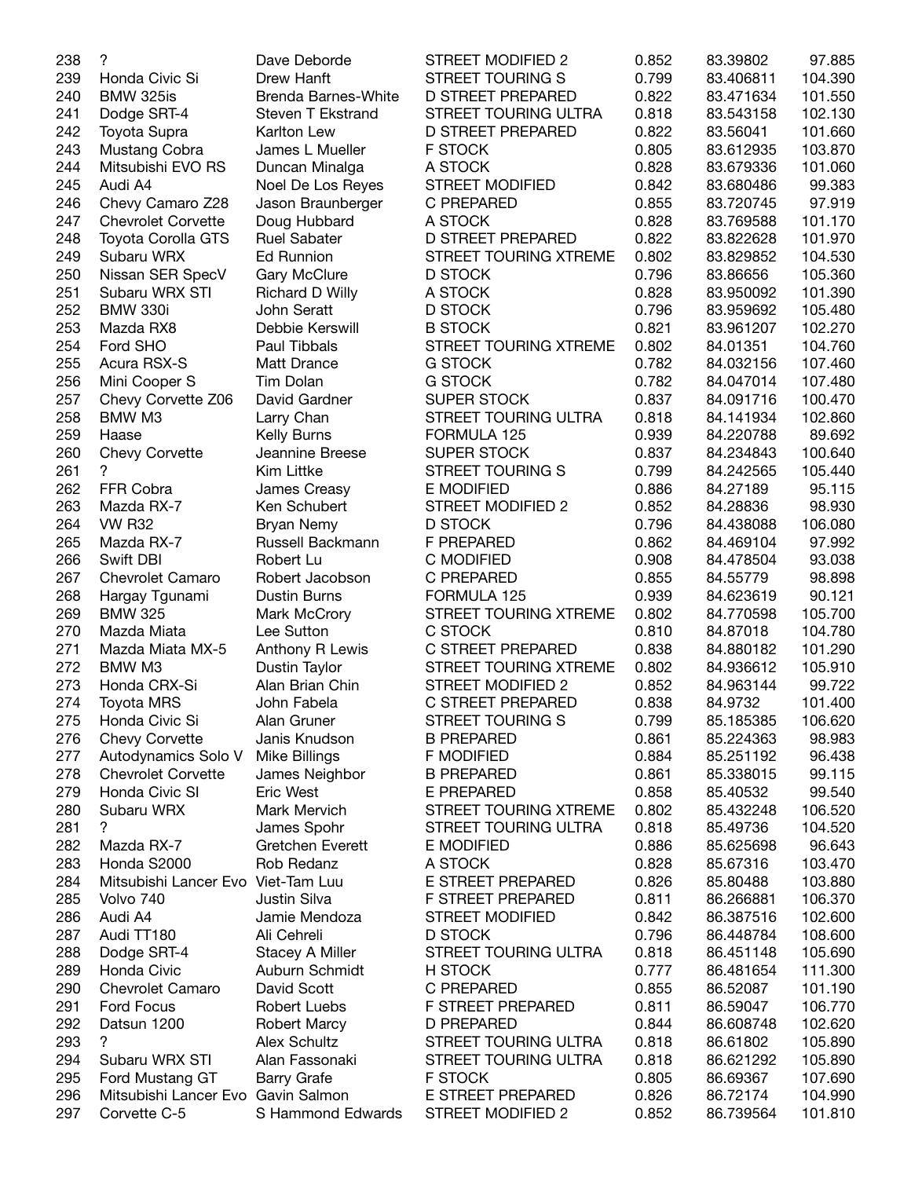| | | | | | | |
|---|---|---|---|---|---|---|
| 238 | ? | Dave Deborde | STREET MODIFIED 2 | 0.852 | 83.39802 | 97.885 |
| 239 | Honda Civic Si | Drew Hanft | STREET TOURING S | 0.799 | 83.406811 | 104.390 |
| 240 | BMW 325is | Brenda Barnes-White | D STREET PREPARED | 0.822 | 83.471634 | 101.550 |
| 241 | Dodge SRT-4 | Steven T Ekstrand | STREET TOURING ULTRA | 0.818 | 83.543158 | 102.130 |
| 242 | Toyota Supra | Karlton Lew | D STREET PREPARED | 0.822 | 83.56041 | 101.660 |
| 243 | Mustang Cobra | James L Mueller | F STOCK | 0.805 | 83.612935 | 103.870 |
| 244 | Mitsubishi EVO RS | Duncan Minalga | A STOCK | 0.828 | 83.679336 | 101.060 |
| 245 | Audi A4 | Noel De Los Reyes | STREET MODIFIED | 0.842 | 83.680486 | 99.383 |
| 246 | Chevy Camaro Z28 | Jason Braunberger | C PREPARED | 0.855 | 83.720745 | 97.919 |
| 247 | Chevrolet Corvette | Doug Hubbard | A STOCK | 0.828 | 83.769588 | 101.170 |
| 248 | Toyota Corolla GTS | Ruel Sabater | D STREET PREPARED | 0.822 | 83.822628 | 101.970 |
| 249 | Subaru WRX | Ed Runnion | STREET TOURING XTREME | 0.802 | 83.829852 | 104.530 |
| 250 | Nissan SER SpecV | Gary McClure | D STOCK | 0.796 | 83.86656 | 105.360 |
| 251 | Subaru WRX STI | Richard D Willy | A STOCK | 0.828 | 83.950092 | 101.390 |
| 252 | BMW 330i | John Seratt | D STOCK | 0.796 | 83.959692 | 105.480 |
| 253 | Mazda RX8 | Debbie Kerswill | B STOCK | 0.821 | 83.961207 | 102.270 |
| 254 | Ford SHO | Paul Tibbals | STREET TOURING XTREME | 0.802 | 84.01351 | 104.760 |
| 255 | Acura RSX-S | Matt Drance | G STOCK | 0.782 | 84.032156 | 107.460 |
| 256 | Mini Cooper S | Tim Dolan | G STOCK | 0.782 | 84.047014 | 107.480 |
| 257 | Chevy Corvette Z06 | David Gardner | SUPER STOCK | 0.837 | 84.091716 | 100.470 |
| 258 | BMW M3 | Larry Chan | STREET TOURING ULTRA | 0.818 | 84.141934 | 102.860 |
| 259 | Haase | Kelly Burns | FORMULA 125 | 0.939 | 84.220788 | 89.692 |
| 260 | Chevy Corvette | Jeannine Breese | SUPER STOCK | 0.837 | 84.234843 | 100.640 |
| 261 | ? | Kim Littke | STREET TOURING S | 0.799 | 84.242565 | 105.440 |
| 262 | FFR Cobra | James Creasy | E MODIFIED | 0.886 | 84.27189 | 95.115 |
| 263 | Mazda RX-7 | Ken Schubert | STREET MODIFIED 2 | 0.852 | 84.28836 | 98.930 |
| 264 | VW R32 | Bryan Nemy | D STOCK | 0.796 | 84.438088 | 106.080 |
| 265 | Mazda RX-7 | Russell Backmann | F PREPARED | 0.862 | 84.469104 | 97.992 |
| 266 | Swift DBI | Robert Lu | C MODIFIED | 0.908 | 84.478504 | 93.038 |
| 267 | Chevrolet Camaro | Robert Jacobson | C PREPARED | 0.855 | 84.55779 | 98.898 |
| 268 | Hargay Tgunami | Dustin Burns | FORMULA 125 | 0.939 | 84.623619 | 90.121 |
| 269 | BMW 325 | Mark McCrory | STREET TOURING XTREME | 0.802 | 84.770598 | 105.700 |
| 270 | Mazda Miata | Lee Sutton | C STOCK | 0.810 | 84.87018 | 104.780 |
| 271 | Mazda Miata MX-5 | Anthony R Lewis | C STREET PREPARED | 0.838 | 84.880182 | 101.290 |
| 272 | BMW M3 | Dustin Taylor | STREET TOURING XTREME | 0.802 | 84.936612 | 105.910 |
| 273 | Honda CRX-Si | Alan Brian Chin | STREET MODIFIED 2 | 0.852 | 84.963144 | 99.722 |
| 274 | Toyota MRS | John Fabela | C STREET PREPARED | 0.838 | 84.9732 | 101.400 |
| 275 | Honda Civic Si | Alan Gruner | STREET TOURING S | 0.799 | 85.185385 | 106.620 |
| 276 | Chevy Corvette | Janis Knudson | B PREPARED | 0.861 | 85.224363 | 98.983 |
| 277 | Autodynamics Solo V | Mike Billings | F MODIFIED | 0.884 | 85.251192 | 96.438 |
| 278 | Chevrolet Corvette | James Neighbor | B PREPARED | 0.861 | 85.338015 | 99.115 |
| 279 | Honda Civic SI | Eric West | E PREPARED | 0.858 | 85.40532 | 99.540 |
| 280 | Subaru WRX | Mark Mervich | STREET TOURING XTREME | 0.802 | 85.432248 | 106.520 |
| 281 | ? | James Spohr | STREET TOURING ULTRA | 0.818 | 85.49736 | 104.520 |
| 282 | Mazda RX-7 | Gretchen Everett | E MODIFIED | 0.886 | 85.625698 | 96.643 |
| 283 | Honda S2000 | Rob Redanz | A STOCK | 0.828 | 85.67316 | 103.470 |
| 284 | Mitsubishi Lancer Evo | Viet-Tam Luu | E STREET PREPARED | 0.826 | 85.80488 | 103.880 |
| 285 | Volvo 740 | Justin Silva | F STREET PREPARED | 0.811 | 86.266881 | 106.370 |
| 286 | Audi A4 | Jamie Mendoza | STREET MODIFIED | 0.842 | 86.387516 | 102.600 |
| 287 | Audi TT180 | Ali Cehreli | D STOCK | 0.796 | 86.448784 | 108.600 |
| 288 | Dodge SRT-4 | Stacey A Miller | STREET TOURING ULTRA | 0.818 | 86.451148 | 105.690 |
| 289 | Honda Civic | Auburn Schmidt | H STOCK | 0.777 | 86.481654 | 111.300 |
| 290 | Chevrolet Camaro | David Scott | C PREPARED | 0.855 | 86.52087 | 101.190 |
| 291 | Ford Focus | Robert Luebs | F STREET PREPARED | 0.811 | 86.59047 | 106.770 |
| 292 | Datsun 1200 | Robert Marcy | D PREPARED | 0.844 | 86.608748 | 102.620 |
| 293 | ? | Alex Schultz | STREET TOURING ULTRA | 0.818 | 86.61802 | 105.890 |
| 294 | Subaru WRX STI | Alan Fassonaki | STREET TOURING ULTRA | 0.818 | 86.621292 | 105.890 |
| 295 | Ford Mustang GT | Barry Grafe | F STOCK | 0.805 | 86.69367 | 107.690 |
| 296 | Mitsubishi Lancer Evo | Gavin Salmon | E STREET PREPARED | 0.826 | 86.72174 | 104.990 |
| 297 | Corvette C-5 | S Hammond Edwards | STREET MODIFIED 2 | 0.852 | 86.739564 | 101.810 |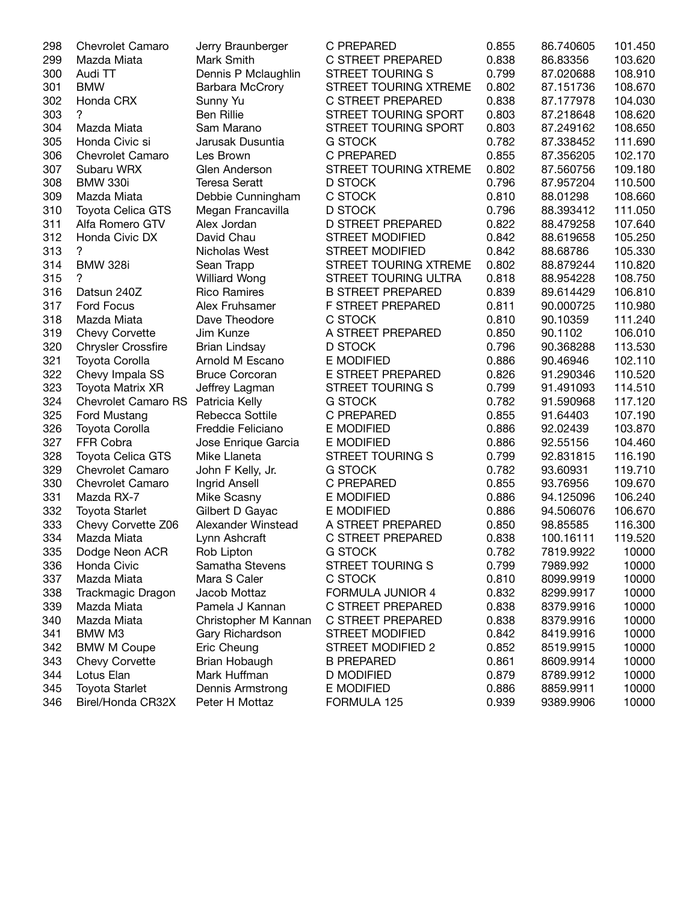| | | | | | | |
|---|---|---|---|---|---|---|
| 298 | Chevrolet Camaro | Jerry Braunberger | C PREPARED | 0.855 | 86.740605 | 101.450 |
| 299 | Mazda Miata | Mark Smith | C STREET PREPARED | 0.838 | 86.83356 | 103.620 |
| 300 | Audi TT | Dennis P Mclaughlin | STREET TOURING S | 0.799 | 87.020688 | 108.910 |
| 301 | BMW | Barbara McCrory | STREET TOURING XTREME | 0.802 | 87.151736 | 108.670 |
| 302 | Honda CRX | Sunny Yu | C STREET PREPARED | 0.838 | 87.177978 | 104.030 |
| 303 | ? | Ben Rillie | STREET TOURING SPORT | 0.803 | 87.218648 | 108.620 |
| 304 | Mazda Miata | Sam Marano | STREET TOURING SPORT | 0.803 | 87.249162 | 108.650 |
| 305 | Honda Civic si | Jarusak Dusuntia | G STOCK | 0.782 | 87.338452 | 111.690 |
| 306 | Chevrolet Camaro | Les Brown | C PREPARED | 0.855 | 87.356205 | 102.170 |
| 307 | Subaru WRX | Glen Anderson | STREET TOURING XTREME | 0.802 | 87.560756 | 109.180 |
| 308 | BMW 330i | Teresa Seratt | D STOCK | 0.796 | 87.957204 | 110.500 |
| 309 | Mazda Miata | Debbie Cunningham | C STOCK | 0.810 | 88.01298 | 108.660 |
| 310 | Toyota Celica GTS | Megan Francavilla | D STOCK | 0.796 | 88.393412 | 111.050 |
| 311 | Alfa Romero GTV | Alex Jordan | D STREET PREPARED | 0.822 | 88.479258 | 107.640 |
| 312 | Honda Civic DX | David Chau | STREET MODIFIED | 0.842 | 88.619658 | 105.250 |
| 313 | ? | Nicholas West | STREET MODIFIED | 0.842 | 88.68786 | 105.330 |
| 314 | BMW 328i | Sean Trapp | STREET TOURING XTREME | 0.802 | 88.879244 | 110.820 |
| 315 | ? | Williard Wong | STREET TOURING ULTRA | 0.818 | 88.954228 | 108.750 |
| 316 | Datsun 240Z | Rico Ramires | B STREET PREPARED | 0.839 | 89.614429 | 106.810 |
| 317 | Ford Focus | Alex Fruhsamer | F STREET PREPARED | 0.811 | 90.000725 | 110.980 |
| 318 | Mazda Miata | Dave Theodore | C STOCK | 0.810 | 90.10359 | 111.240 |
| 319 | Chevy Corvette | Jim Kunze | A STREET PREPARED | 0.850 | 90.1102 | 106.010 |
| 320 | Chrysler Crossfire | Brian Lindsay | D STOCK | 0.796 | 90.368288 | 113.530 |
| 321 | Toyota Corolla | Arnold M Escano | E MODIFIED | 0.886 | 90.46946 | 102.110 |
| 322 | Chevy Impala SS | Bruce Corcoran | E STREET PREPARED | 0.826 | 91.290346 | 110.520 |
| 323 | Toyota Matrix XR | Jeffrey Lagman | STREET TOURING S | 0.799 | 91.491093 | 114.510 |
| 324 | Chevrolet Camaro RS | Patricia Kelly | G STOCK | 0.782 | 91.590968 | 117.120 |
| 325 | Ford Mustang | Rebecca Sottile | C PREPARED | 0.855 | 91.64403 | 107.190 |
| 326 | Toyota Corolla | Freddie Feliciano | E MODIFIED | 0.886 | 92.02439 | 103.870 |
| 327 | FFR Cobra | Jose Enrique Garcia | E MODIFIED | 0.886 | 92.55156 | 104.460 |
| 328 | Toyota Celica GTS | Mike Llaneta | STREET TOURING S | 0.799 | 92.831815 | 116.190 |
| 329 | Chevrolet Camaro | John F Kelly, Jr. | G STOCK | 0.782 | 93.60931 | 119.710 |
| 330 | Chevrolet Camaro | Ingrid Ansell | C PREPARED | 0.855 | 93.76956 | 109.670 |
| 331 | Mazda RX-7 | Mike Scasny | E MODIFIED | 0.886 | 94.125096 | 106.240 |
| 332 | Toyota Starlet | Gilbert D Gayac | E MODIFIED | 0.886 | 94.506076 | 106.670 |
| 333 | Chevy Corvette Z06 | Alexander Winstead | A STREET PREPARED | 0.850 | 98.85585 | 116.300 |
| 334 | Mazda Miata | Lynn Ashcraft | C STREET PREPARED | 0.838 | 100.16111 | 119.520 |
| 335 | Dodge Neon ACR | Rob Lipton | G STOCK | 0.782 | 7819.9922 | 10000 |
| 336 | Honda Civic | Samatha Stevens | STREET TOURING S | 0.799 | 7989.992 | 10000 |
| 337 | Mazda Miata | Mara S Caler | C STOCK | 0.810 | 8099.9919 | 10000 |
| 338 | Trackmagic Dragon | Jacob Mottaz | FORMULA JUNIOR 4 | 0.832 | 8299.9917 | 10000 |
| 339 | Mazda Miata | Pamela J Kannan | C STREET PREPARED | 0.838 | 8379.9916 | 10000 |
| 340 | Mazda Miata | Christopher M Kannan | C STREET PREPARED | 0.838 | 8379.9916 | 10000 |
| 341 | BMW M3 | Gary Richardson | STREET MODIFIED | 0.842 | 8419.9916 | 10000 |
| 342 | BMW M Coupe | Eric Cheung | STREET MODIFIED 2 | 0.852 | 8519.9915 | 10000 |
| 343 | Chevy Corvette | Brian Hobaugh | B PREPARED | 0.861 | 8609.9914 | 10000 |
| 344 | Lotus Elan | Mark Huffman | D MODIFIED | 0.879 | 8789.9912 | 10000 |
| 345 | Toyota Starlet | Dennis Armstrong | E MODIFIED | 0.886 | 8859.9911 | 10000 |
| 346 | Birel/Honda CR32X | Peter H Mottaz | FORMULA 125 | 0.939 | 9389.9906 | 10000 |